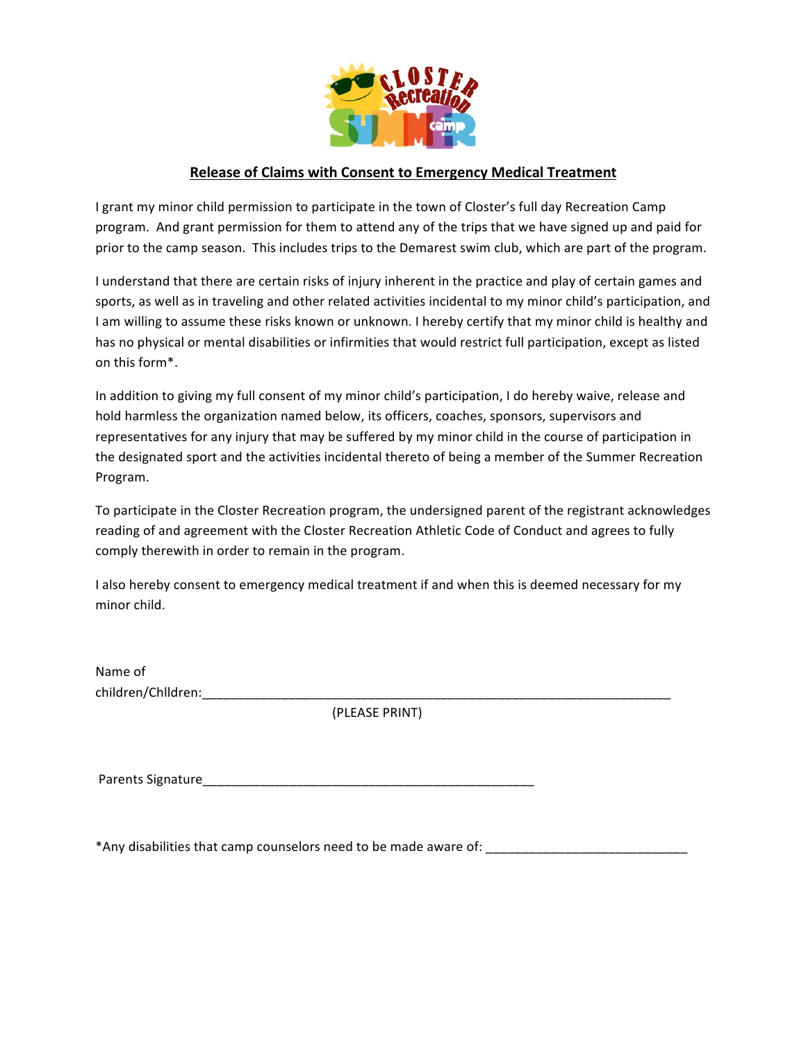## Release of Claims with Consent to Emergency Medical Treatment

I grant my minor child permission to participate in the town of Closter's full day Recreation Camp program. And grant permission for them to attend any of the trips that we have signed up and paid for prior to the camp season. This includes trips to the Demarest swim club, which are part of the program.

I understand that there are certain risks of injury inherent in the practice and play of certain games and sports, as well as in traveling and other related activities incidental to my minor child's participation, and I am willing to assume these risks known or unknown. I hereby certify that my minor child is healthy and has no physical or mental disabilities or infirmities that would restrict full participation, except as listed on this form*.

In addition to giving my full consent of my minor child's participation, I do hereby waive, release and hold harmless the organization named below, its officers, coaches, sponsors, supervisors and representatives for any injury that may be suffered by my minor child in the course of participation in the designated sport and the activities incidental thereto of being a member of the Summer Recreation Program.

To participate in the Closter Recreation program, the undersigned parent of the registrant acknowledges reading of and agreement with the Closter Recreation Athletic Code of Conduct and agrees to fully comply therewith in order to remain in the program.

I also hereby consent to emergency medical treatment if and when this is deemed necessary for my minor child.

Name of children/Chlldren:_______________________________________________________________________

(PLEASE PRINT)

Parents Signature_______________________________________________

*Any disabilities that camp counselors need to be made aware of: ____________________________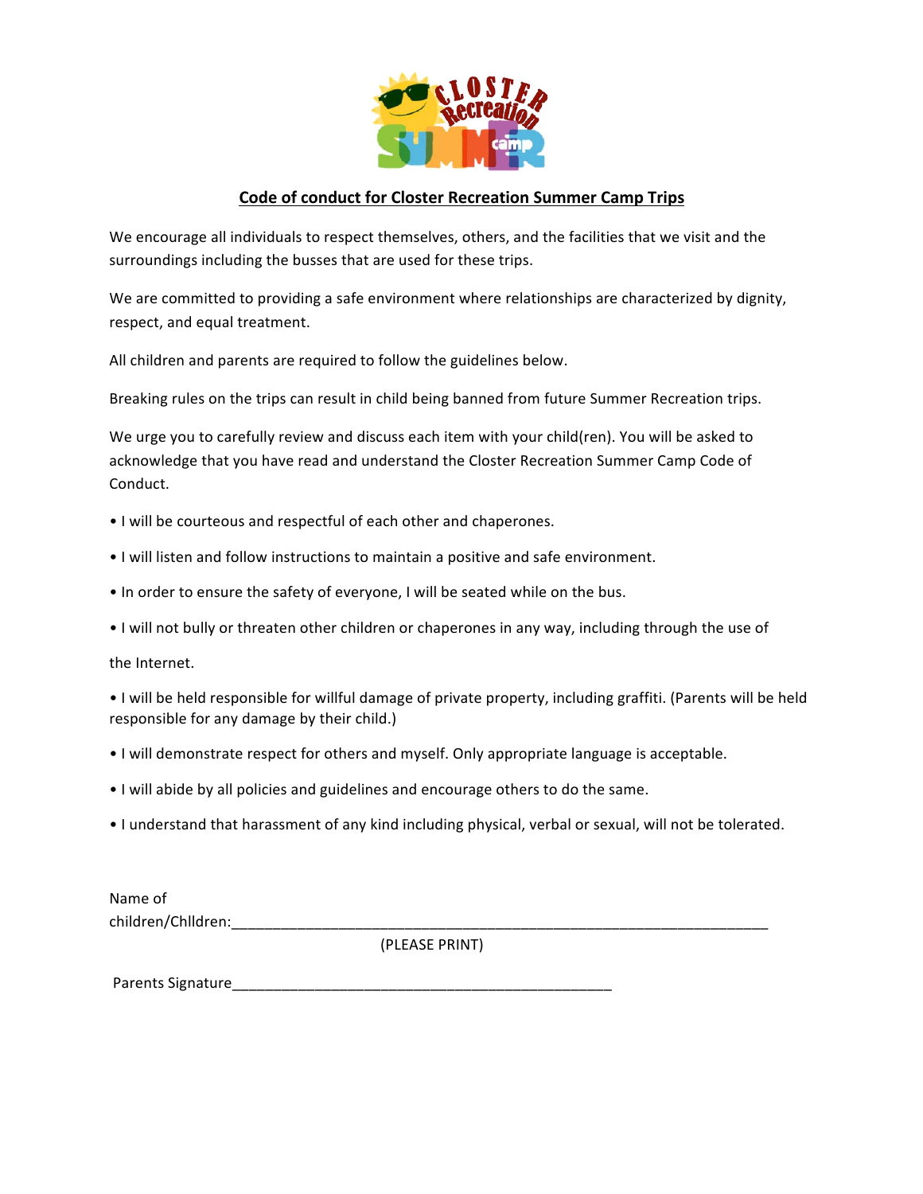## Code of conduct for Closter Recreation Summer Camp Trips

We encourage all individuals to respect themselves, others, and the facilities that we visit and the surroundings including the busses that are used for these trips.

We are committed to providing a safe environment where relationships are characterized by dignity, respect, and equal treatment.

All children and parents are required to follow the guidelines below.

Breaking rules on the trips can result in child being banned from future Summer Recreation trips.

We urge you to carefully review and discuss each item with your child(ren). You will be asked to acknowledge that you have read and understand the Closter Recreation Summer Camp Code of Conduct.

- I will be courteous and respectful of each other and chaperones.
- I will listen and follow instructions to maintain a positive and safe environment.
- In order to ensure the safety of everyone, I will be seated while on the bus.
- I will not bully or threaten other children or chaperones in any way, including through the use of the Internet.
- I will be held responsible for willful damage of private property, including graffiti. (Parents will be held responsible for any damage by their child.)
- I will demonstrate respect for others and myself. Only appropriate language is acceptable.
- I will abide by all policies and guidelines and encourage others to do the same.
- I understand that harassment of any kind including physical, verbal or sexual, will not be tolerated.

Name of children/Chlldren:____________________________________________________________________

(PLEASE PRINT)

Parents Signature_____________________________________________